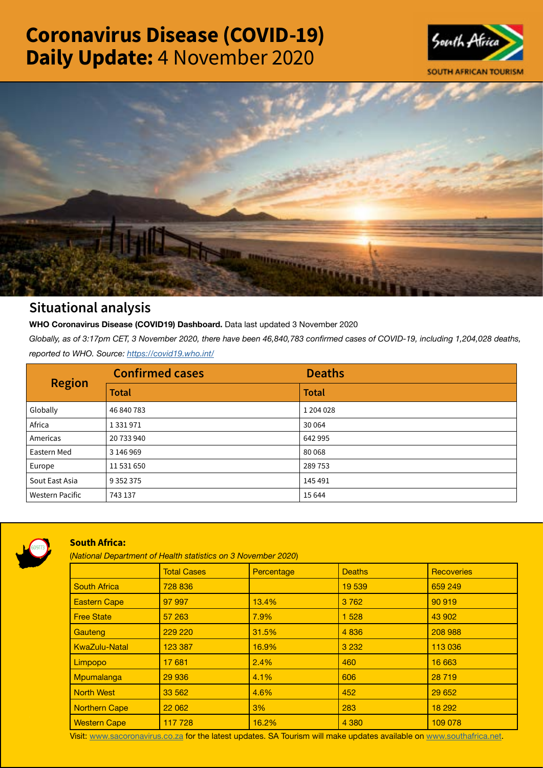# Coronavirus Disease (COVID-19) Daily Update: 4 November 2020

SOUTH AFRICAN TOURISM

## Situational analysis

**WHO Coronavirus Disease (COVID19) Dashboard.** Data last updated 3 November 2020

*Globally, as of 3:17pm CET, 3 November 2020, there have been 46,840,783 confirmed cases of COVID-19, including 1,204,028 deaths, reported to WHO. Source: https://covid19.who.int/*

| Region | Confirmed cases | Deaths |
|---|---|---|
| | Total | Total |
| Globally | 46 840 783 | 1 204 028 |
| Africa | 1 331 971 | 30 064 |
| Americas | 20 733 940 | 642 995 |
| Eastern Med | 3 146 969 | 80 068 |
| Europe | 11 531 650 | 289 753 |
| Sout East Asia | 9 352 375 | 145 491 |
| Western Pacific | 743 137 | 15 644 |

### South Africa:

(*National Department of Health statistics on 3 November 2020*)

| | Total Cases | Percentage | Deaths | Recoveries |
|---|---|---|---|---|
| South Africa | 728 836 | | 19 539 | 659 249 |
| Eastern Cape | 97 997 | 13.4% | 3 762 | 90 919 |
| Free State | 57 263 | 7.9% | 1 528 | 43 902 |
| Gauteng | 229 220 | 31.5% | 4 836 | 208 988 |
| KwaZulu-Natal | 123 387 | 16.9% | 3 232 | 113 036 |
| Limpopo | 17 681 | 2.4% | 460 | 16 663 |
| Mpumalanga | 29 936 | 4.1% | 606 | 28 719 |
| North West | 33 562 | 4.6% | 452 | 29 652 |
| Northern Cape | 22 062 | 3% | 283 | 18 292 |
| Western Cape | 117 728 | 16.2% | 4 380 | 109 078 |

Visit: www.sacoronavirus.co.za for the latest updates. SA Tourism will make updates available on www.southafrica.net.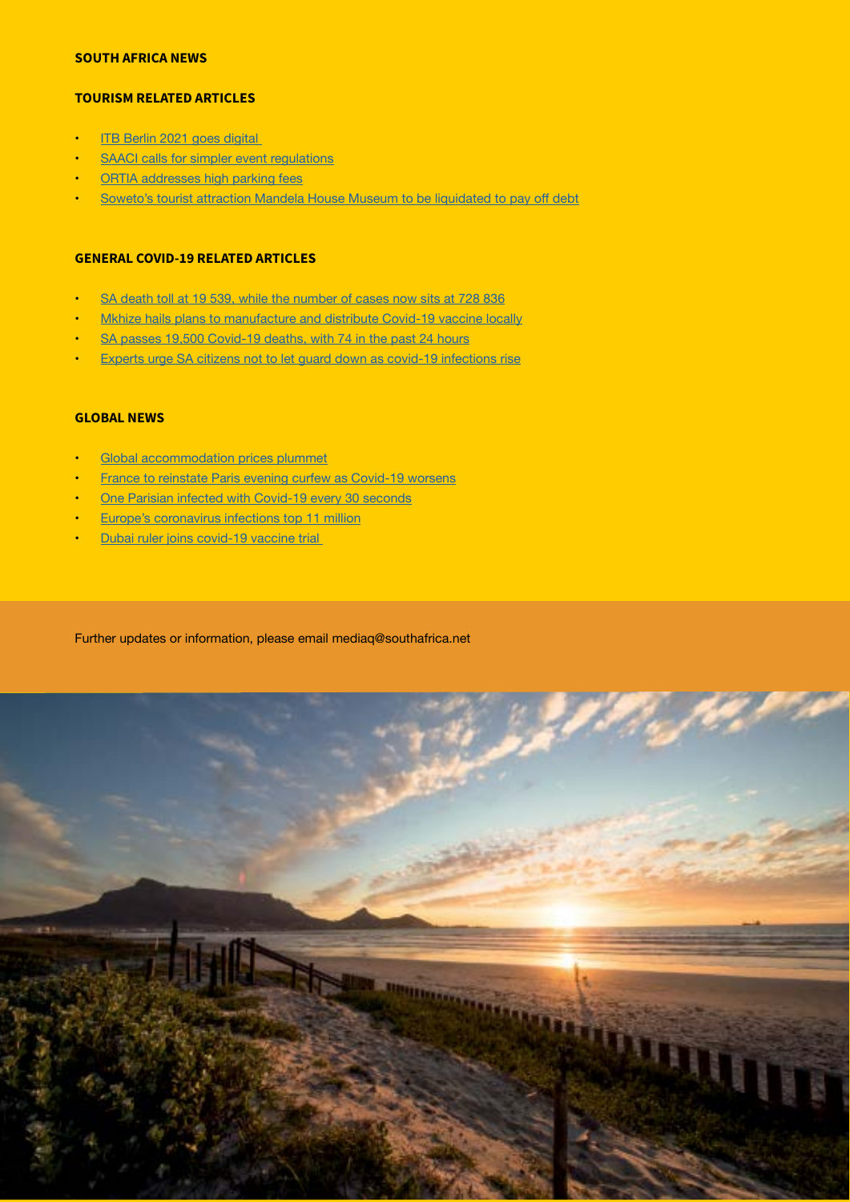**SOUTH AFRICA NEWS**

**TOURISM RELATED ARTICLES**

- ITB Berlin 2021 goes digital
- SAACI calls for simpler event regulations
- ORTIA addresses high parking fees
- Soweto's tourist attraction Mandela House Museum to be liquidated to pay off debt

**GENERAL COVID-19 RELATED ARTICLES**

- SA death toll at 19 539, while the number of cases now sits at 728 836
- Mkhize hails plans to manufacture and distribute Covid-19 vaccine locally
- SA passes 19,500 Covid-19 deaths, with 74 in the past 24 hours
- Experts urge SA citizens not to let guard down as covid-19 infections rise

**GLOBAL NEWS**

- Global accommodation prices plummet
- France to reinstate Paris evening curfew as Covid-19 worsens
- One Parisian infected with Covid-19 every 30 seconds
- Europe's coronavirus infections top 11 million
- Dubai ruler joins covid-19 vaccine trial

Further updates or information, please email mediaq@southafrica.net